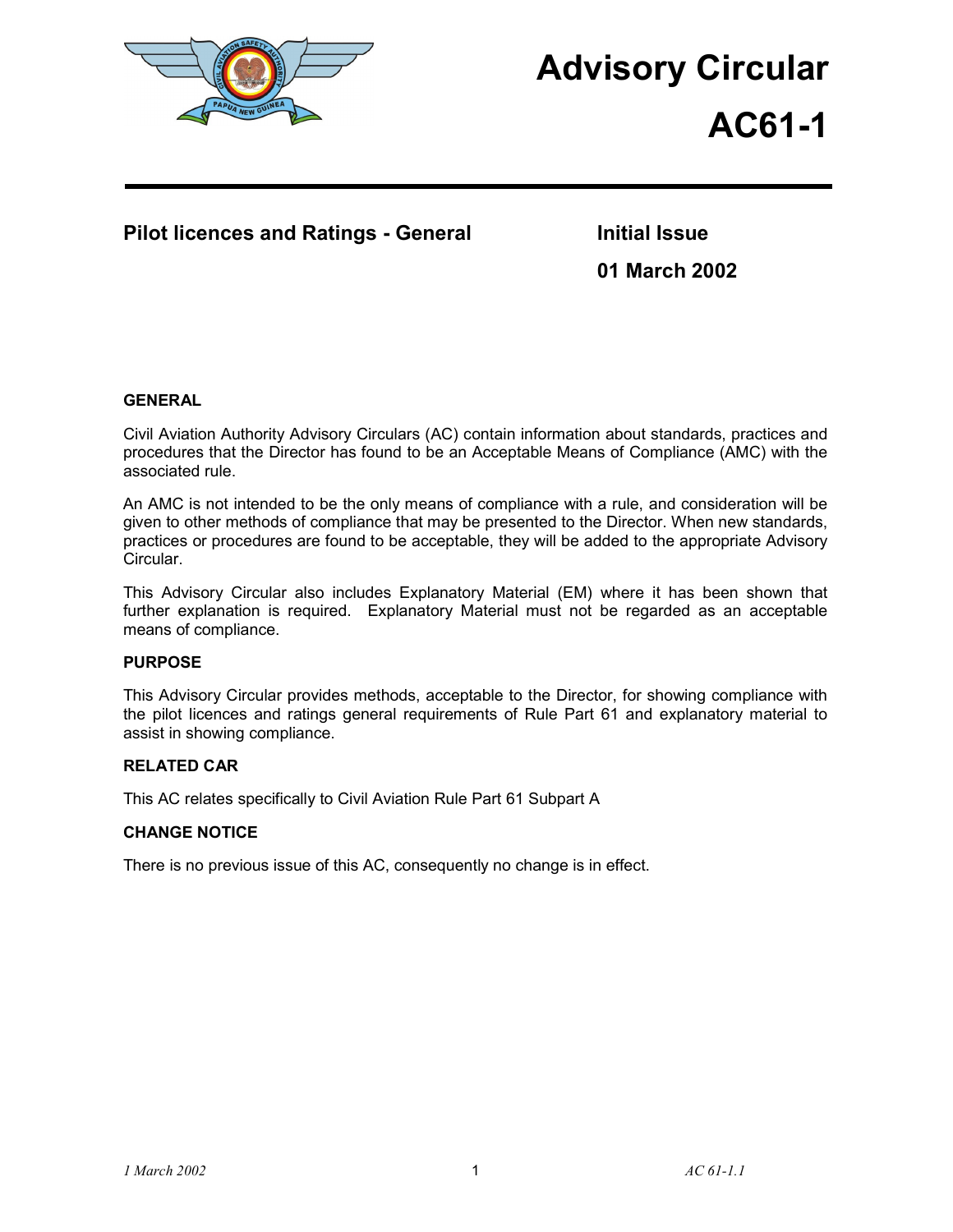# Advisory Circular

# AC61-1

## Pilot licences and Ratings - General

**Initial Issue**

**01 March 2002**

### GENERAL

Civil Aviation Authority Advisory Circulars (AC) contain information about standards, practices and procedures that the Director has found to be an Acceptable Means of Compliance (AMC) with the associated rule.

An AMC is not intended to be the only means of compliance with a rule, and consideration will be given to other methods of compliance that may be presented to the Director. When new standards, practices or procedures are found to be acceptable, they will be added to the appropriate Advisory Circular.

This Advisory Circular also includes Explanatory Material (EM) where it has been shown that further explanation is required. Explanatory Material must not be regarded as an acceptable means of compliance.

### PURPOSE

This Advisory Circular provides methods, acceptable to the Director, for showing compliance with the pilot licences and ratings general requirements of Rule Part 61 and explanatory material to assist in showing compliance.

### RELATED CAR

This AC relates specifically to Civil Aviation Rule Part 61 Subpart A

### CHANGE NOTICE

There is no previous issue of this AC, consequently no change is in effect.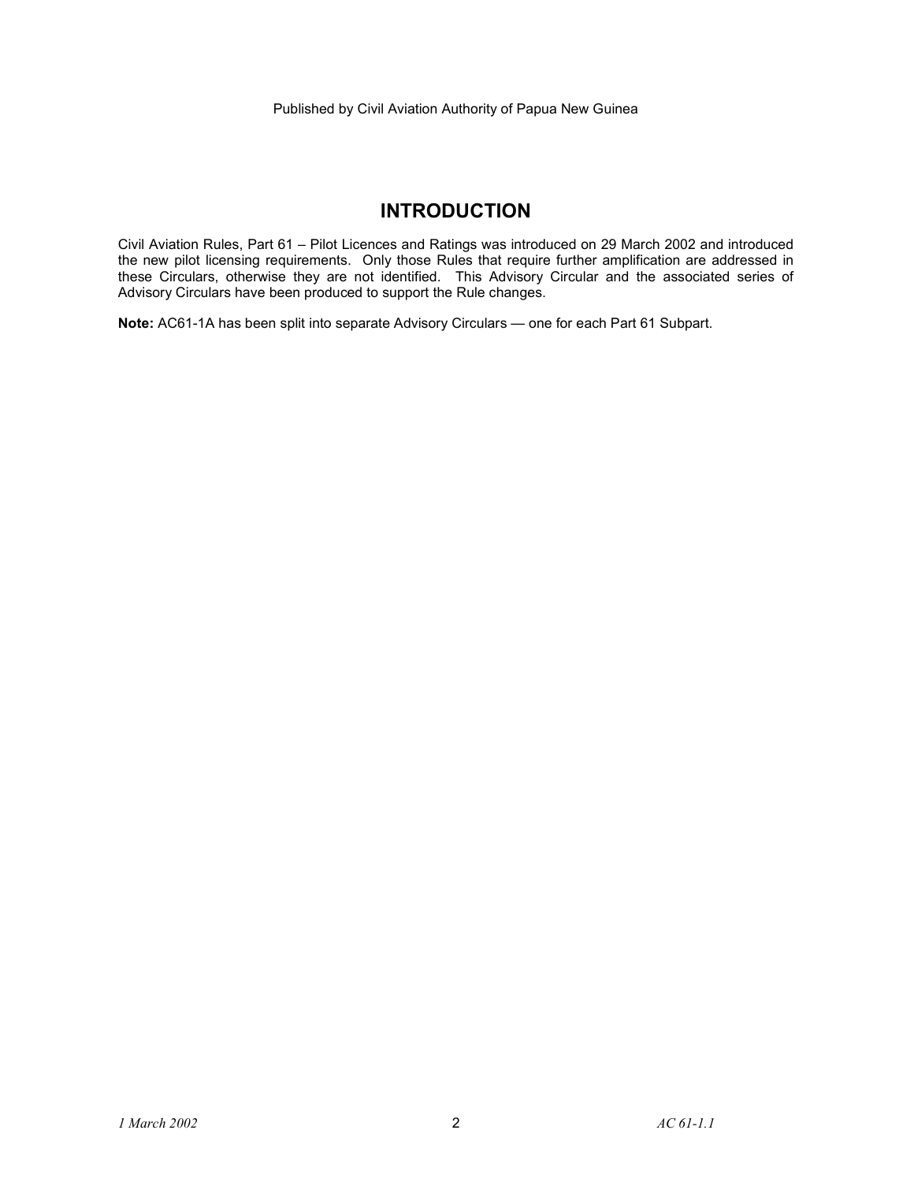Published by Civil Aviation Authority of Papua New Guinea

# INTRODUCTION

Civil Aviation Rules, Part 61 – Pilot Licences and Ratings was introduced on 29 March 2002 and introduced the new pilot licensing requirements. Only those Rules that require further amplification are addressed in these Circulars, otherwise they are not identified. This Advisory Circular and the associated series of Advisory Circulars have been produced to support the Rule changes.

**Note:** AC61-1A has been split into separate Advisory Circulars — one for each Part 61 Subpart.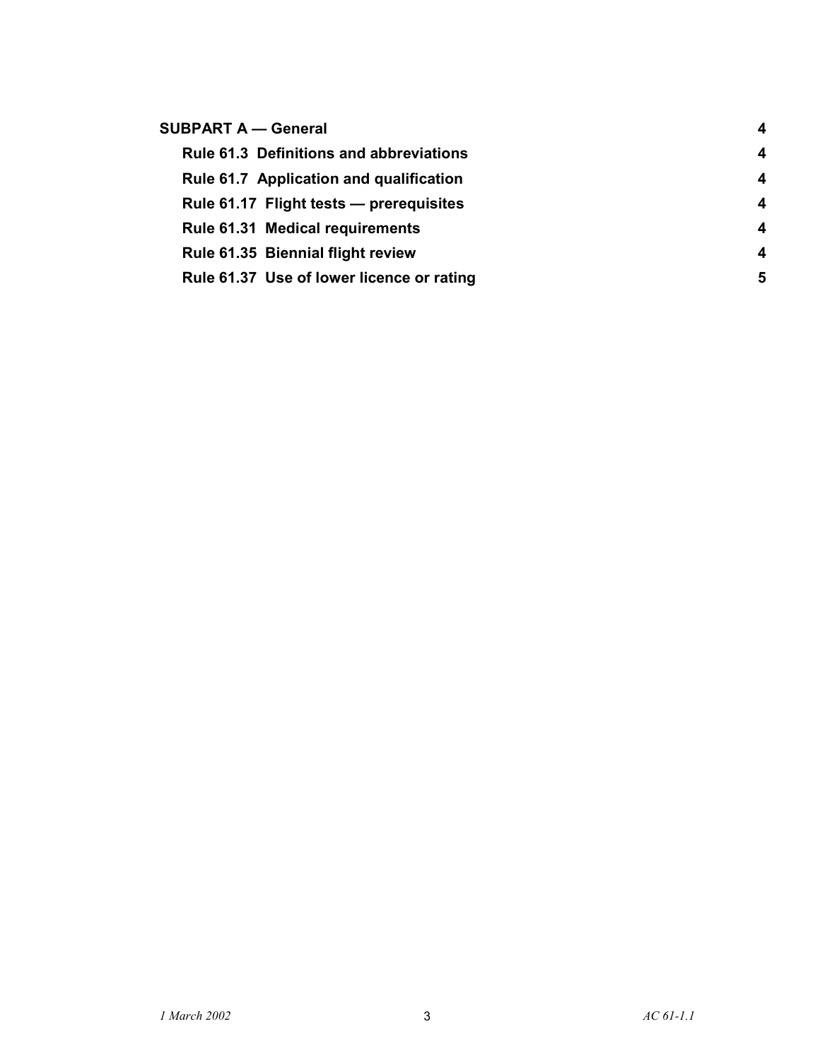| | |
|---|---|
| **SUBPART A — General** | **4** |
| **Rule 61.3 Definitions and abbreviations** | **4** |
| **Rule 61.7 Application and qualification** | **4** |
| **Rule 61.17 Flight tests — prerequisites** | **4** |
| **Rule 61.31 Medical requirements** | **4** |
| **Rule 61.35 Biennial flight review** | **4** |
| **Rule 61.37 Use of lower licence or rating** | **5** |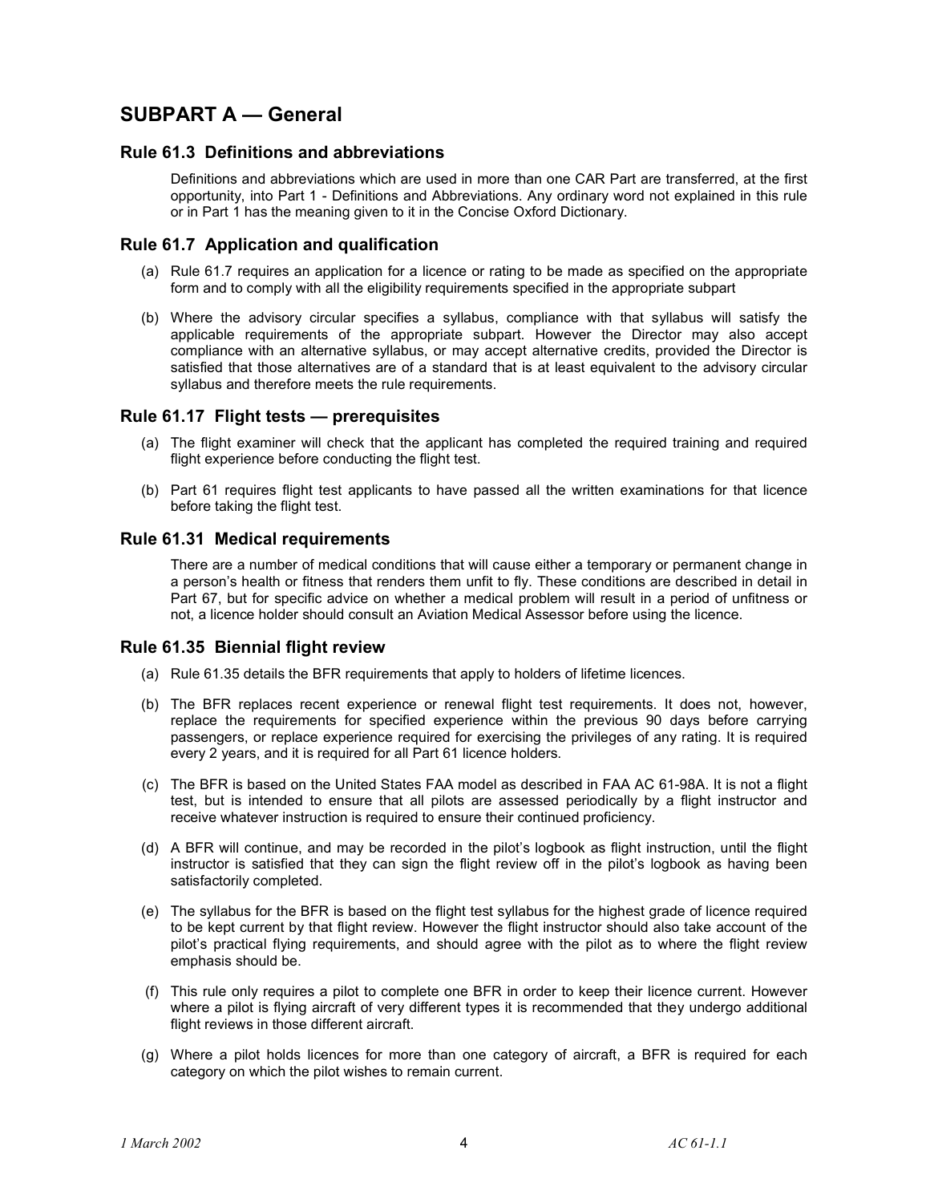## SUBPART A — General

### Rule 61.3 Definitions and abbreviations

Definitions and abbreviations which are used in more than one CAR Part are transferred, at the first opportunity, into Part 1 - Definitions and Abbreviations. Any ordinary word not explained in this rule or in Part 1 has the meaning given to it in the Concise Oxford Dictionary.

### Rule 61.7 Application and qualification

(a) Rule 61.7 requires an application for a licence or rating to be made as specified on the appropriate form and to comply with all the eligibility requirements specified in the appropriate subpart

(b) Where the advisory circular specifies a syllabus, compliance with that syllabus will satisfy the applicable requirements of the appropriate subpart. However the Director may also accept compliance with an alternative syllabus, or may accept alternative credits, provided the Director is satisfied that those alternatives are of a standard that is at least equivalent to the advisory circular syllabus and therefore meets the rule requirements.

### Rule 61.17 Flight tests — prerequisites

(a) The flight examiner will check that the applicant has completed the required training and required flight experience before conducting the flight test.

(b) Part 61 requires flight test applicants to have passed all the written examinations for that licence before taking the flight test.

### Rule 61.31 Medical requirements

There are a number of medical conditions that will cause either a temporary or permanent change in a person's health or fitness that renders them unfit to fly. These conditions are described in detail in Part 67, but for specific advice on whether a medical problem will result in a period of unfitness or not, a licence holder should consult an Aviation Medical Assessor before using the licence.

### Rule 61.35 Biennial flight review

(a) Rule 61.35 details the BFR requirements that apply to holders of lifetime licences.

(b) The BFR replaces recent experience or renewal flight test requirements. It does not, however, replace the requirements for specified experience within the previous 90 days before carrying passengers, or replace experience required for exercising the privileges of any rating. It is required every 2 years, and it is required for all Part 61 licence holders.

(c) The BFR is based on the United States FAA model as described in FAA AC 61-98A. It is not a flight test, but is intended to ensure that all pilots are assessed periodically by a flight instructor and receive whatever instruction is required to ensure their continued proficiency.

(d) A BFR will continue, and may be recorded in the pilot's logbook as flight instruction, until the flight instructor is satisfied that they can sign the flight review off in the pilot's logbook as having been satisfactorily completed.

(e) The syllabus for the BFR is based on the flight test syllabus for the highest grade of licence required to be kept current by that flight review. However the flight instructor should also take account of the pilot's practical flying requirements, and should agree with the pilot as to where the flight review emphasis should be.

(f) This rule only requires a pilot to complete one BFR in order to keep their licence current. However where a pilot is flying aircraft of very different types it is recommended that they undergo additional flight reviews in those different aircraft.

(g) Where a pilot holds licences for more than one category of aircraft, a BFR is required for each category on which the pilot wishes to remain current.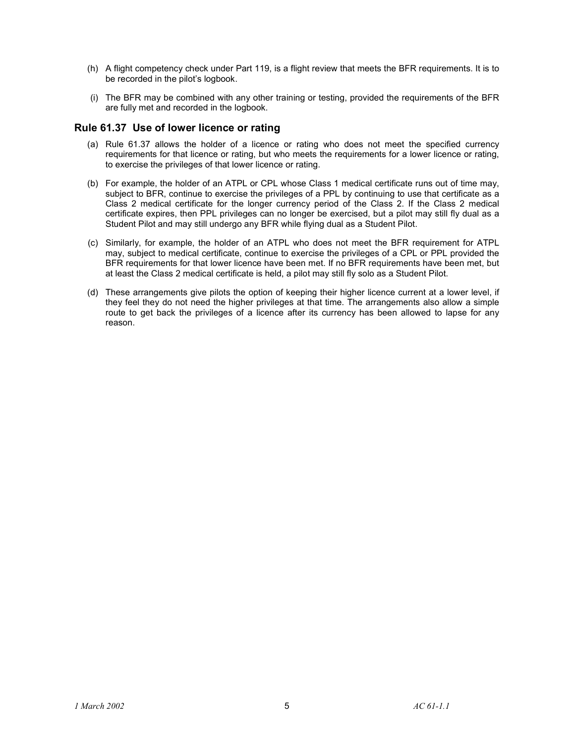(h) A flight competency check under Part 119, is a flight review that meets the BFR requirements. It is to be recorded in the pilot's logbook.

(i) The BFR may be combined with any other training or testing, provided the requirements of the BFR are fully met and recorded in the logbook.

## Rule 61.37 Use of lower licence or rating

(a) Rule 61.37 allows the holder of a licence or rating who does not meet the specified currency requirements for that licence or rating, but who meets the requirements for a lower licence or rating, to exercise the privileges of that lower licence or rating.

(b) For example, the holder of an ATPL or CPL whose Class 1 medical certificate runs out of time may, subject to BFR, continue to exercise the privileges of a PPL by continuing to use that certificate as a Class 2 medical certificate for the longer currency period of the Class 2. If the Class 2 medical certificate expires, then PPL privileges can no longer be exercised, but a pilot may still fly dual as a Student Pilot and may still undergo any BFR while flying dual as a Student Pilot.

(c) Similarly, for example, the holder of an ATPL who does not meet the BFR requirement for ATPL may, subject to medical certificate, continue to exercise the privileges of a CPL or PPL provided the BFR requirements for that lower licence have been met. If no BFR requirements have been met, but at least the Class 2 medical certificate is held, a pilot may still fly solo as a Student Pilot.

(d) These arrangements give pilots the option of keeping their higher licence current at a lower level, if they feel they do not need the higher privileges at that time. The arrangements also allow a simple route to get back the privileges of a licence after its currency has been allowed to lapse for any reason.